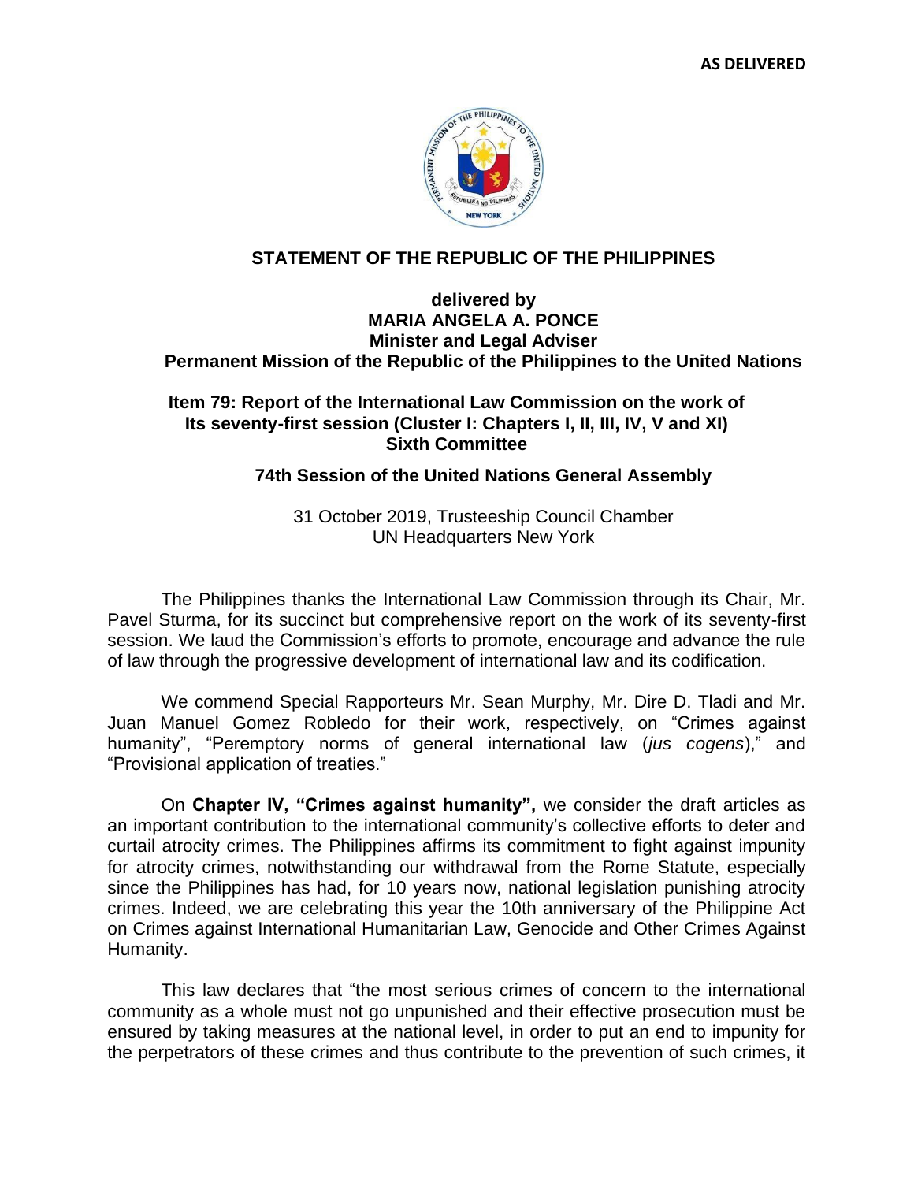**AS DELIVERED**

## STATEMENT OF THE REPUBLIC OF THE PHILIPPINES

**delivered by**
**MARIA ANGELA A. PONCE**
**Minister and Legal Adviser**
**Permanent Mission of the Republic of the Philippines to the United Nations**

**Item 79: Report of the International Law Commission on the work of Its seventy-first session (Cluster I: Chapters I, II, III, IV, V and XI)**
**Sixth Committee**

**74th Session of the United Nations General Assembly**

31 October 2019, Trusteeship Council Chamber
UN Headquarters New York

The Philippines thanks the International Law Commission through its Chair, Mr. Pavel Sturma, for its succinct but comprehensive report on the work of its seventy-first session. We laud the Commission's efforts to promote, encourage and advance the rule of law through the progressive development of international law and its codification.

We commend Special Rapporteurs Mr. Sean Murphy, Mr. Dire D. Tladi and Mr. Juan Manuel Gomez Robledo for their work, respectively, on "Crimes against humanity", "Peremptory norms of general international law (*jus cogens*)," and "Provisional application of treaties."

On **Chapter IV, "Crimes against humanity",** we consider the draft articles as an important contribution to the international community's collective efforts to deter and curtail atrocity crimes. The Philippines affirms its commitment to fight against impunity for atrocity crimes, notwithstanding our withdrawal from the Rome Statute, especially since the Philippines has had, for 10 years now, national legislation punishing atrocity crimes. Indeed, we are celebrating this year the 10th anniversary of the Philippine Act on Crimes against International Humanitarian Law, Genocide and Other Crimes Against Humanity.

This law declares that "the most serious crimes of concern to the international community as a whole must not go unpunished and their effective prosecution must be ensured by taking measures at the national level, in order to put an end to impunity for the perpetrators of these crimes and thus contribute to the prevention of such crimes, it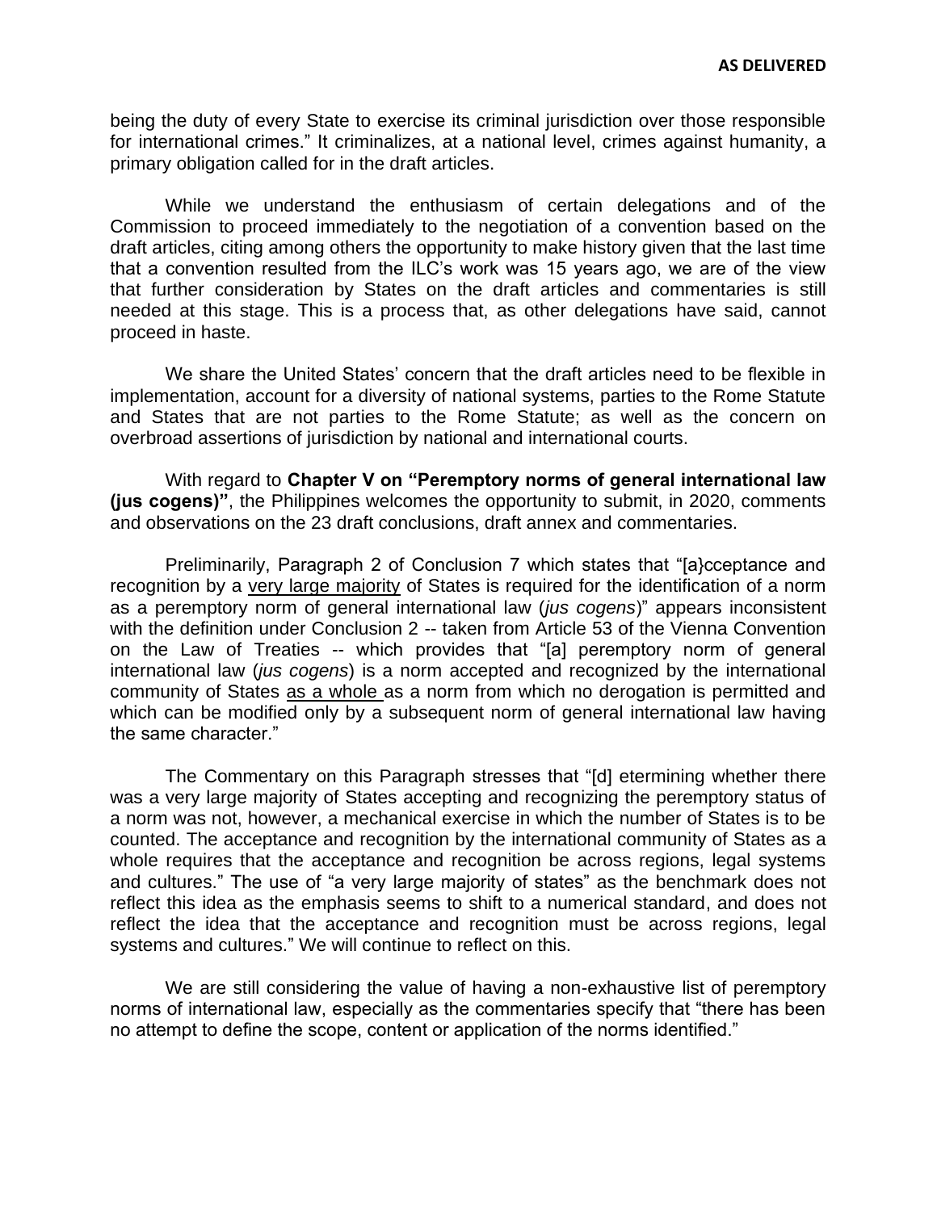being the duty of every State to exercise its criminal jurisdiction over those responsible for international crimes." It criminalizes, at a national level, crimes against humanity, a primary obligation called for in the draft articles.

While we understand the enthusiasm of certain delegations and of the Commission to proceed immediately to the negotiation of a convention based on the draft articles, citing among others the opportunity to make history given that the last time that a convention resulted from the ILC's work was 15 years ago, we are of the view that further consideration by States on the draft articles and commentaries is still needed at this stage. This is a process that, as other delegations have said, cannot proceed in haste.

We share the United States' concern that the draft articles need to be flexible in implementation, account for a diversity of national systems, parties to the Rome Statute and States that are not parties to the Rome Statute; as well as the concern on overbroad assertions of jurisdiction by national and international courts.

With regard to **Chapter V on "Peremptory norms of general international law (jus cogens)"**, the Philippines welcomes the opportunity to submit, in 2020, comments and observations on the 23 draft conclusions, draft annex and commentaries.

Preliminarily, Paragraph 2 of Conclusion 7 which states that "[a}cceptance and recognition by a <u>very large majority</u> of States is required for the identification of a norm as a peremptory norm of general international law (*jus cogens*)" appears inconsistent with the definition under Conclusion 2 -- taken from Article 53 of the Vienna Convention on the Law of Treaties -- which provides that "[a] peremptory norm of general international law (*jus cogens*) is a norm accepted and recognized by the international community of States <u>as a whole</u> as a norm from which no derogation is permitted and which can be modified only by a subsequent norm of general international law having the same character."

The Commentary on this Paragraph stresses that "[d] etermining whether there was a very large majority of States accepting and recognizing the peremptory status of a norm was not, however, a mechanical exercise in which the number of States is to be counted. The acceptance and recognition by the international community of States as a whole requires that the acceptance and recognition be across regions, legal systems and cultures." The use of "a very large majority of states" as the benchmark does not reflect this idea as the emphasis seems to shift to a numerical standard, and does not reflect the idea that the acceptance and recognition must be across regions, legal systems and cultures." We will continue to reflect on this.

We are still considering the value of having a non-exhaustive list of peremptory norms of international law, especially as the commentaries specify that "there has been no attempt to define the scope, content or application of the norms identified."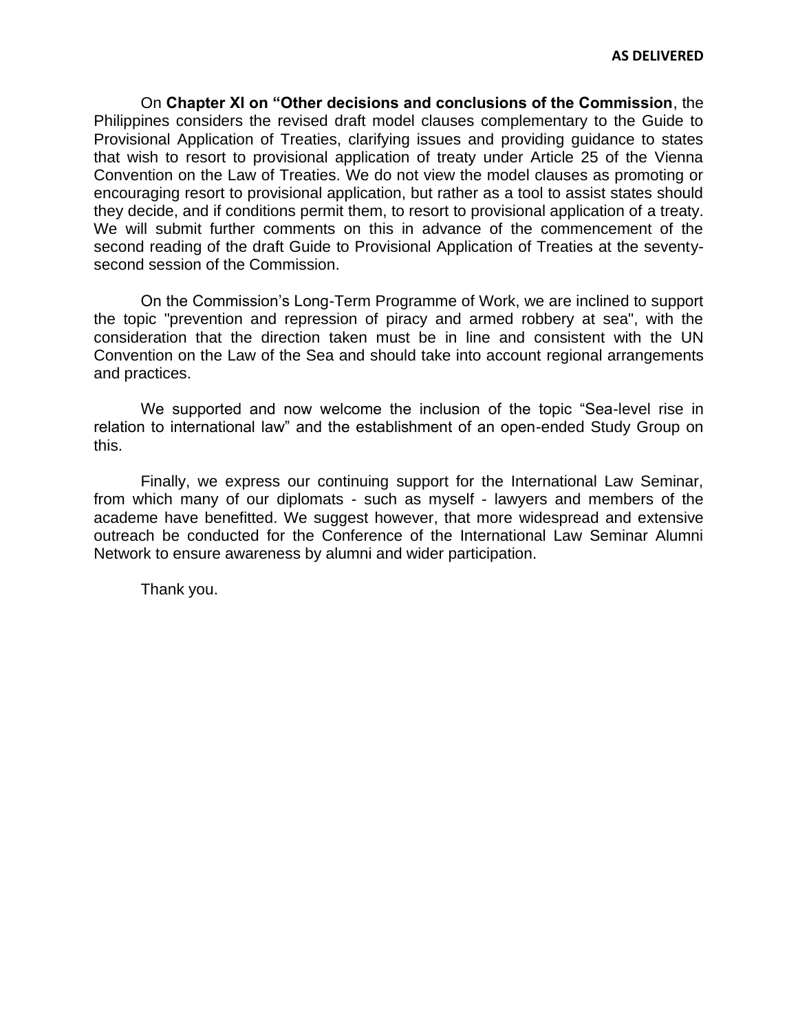**AS DELIVERED**

On **Chapter XI on "Other decisions and conclusions of the Commission**, the Philippines considers the revised draft model clauses complementary to the Guide to Provisional Application of Treaties, clarifying issues and providing guidance to states that wish to resort to provisional application of treaty under Article 25 of the Vienna Convention on the Law of Treaties. We do not view the model clauses as promoting or encouraging resort to provisional application, but rather as a tool to assist states should they decide, and if conditions permit them, to resort to provisional application of a treaty. We will submit further comments on this in advance of the commencement of the second reading of the draft Guide to Provisional Application of Treaties at the seventy-second session of the Commission.

On the Commission's Long-Term Programme of Work, we are inclined to support the topic "prevention and repression of piracy and armed robbery at sea", with the consideration that the direction taken must be in line and consistent with the UN Convention on the Law of the Sea and should take into account regional arrangements and practices.

We supported and now welcome the inclusion of the topic "Sea-level rise in relation to international law" and the establishment of an open-ended Study Group on this.

Finally, we express our continuing support for the International Law Seminar, from which many of our diplomats - such as myself - lawyers and members of the academe have benefitted. We suggest however, that more widespread and extensive outreach be conducted for the Conference of the International Law Seminar Alumni Network to ensure awareness by alumni and wider participation.

Thank you.